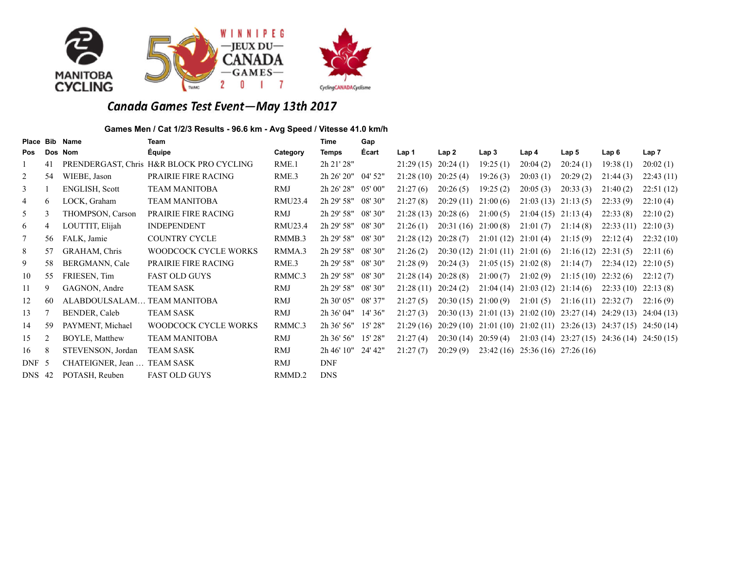MANITOBA CYCLING

WINNIPEG —JEUX DU— CANADA —GAMES— 2017

CyclingCANADACyclisme

## Canada Games Test Event—May 13th 2017

### Games Men / Cat 1/2/3 Results - 96.6 km - Avg Speed / Vitesse 41.0 km/h

| Place Pos | Bib Dos | Name Nom | Team Équipe | Category | Time Temps | Gap Écart | Lap 1 | Lap 2 | Lap 3 | Lap 4 | Lap 5 | Lap 6 | Lap 7 |
|---|---|---|---|---|---|---|---|---|---|---|---|---|---|
| 1 | 41 | PRENDERGAST, Chris | H&R BLOCK PRO CYCLING | RME.1 | 2h 21' 28" | | 21:29 (15) | 20:24 (1) | 19:25 (1) | 20:04 (2) | 20:24 (1) | 19:38 (1) | 20:02 (1) |
| 2 | 54 | WIEBE, Jason | PRAIRIE FIRE RACING | RME.3 | 2h 26' 20" | 04' 52" | 21:28 (10) | 20:25 (4) | 19:26 (3) | 20:03 (1) | 20:29 (2) | 21:44 (3) | 22:43 (11) |
| 3 | 1 | ENGLISH, Scott | TEAM MANITOBA | RMJ | 2h 26' 28" | 05' 00" | 21:27 (6) | 20:26 (5) | 19:25 (2) | 20:05 (3) | 20:33 (3) | 21:40 (2) | 22:51 (12) |
| 4 | 6 | LOCK, Graham | TEAM MANITOBA | RMU23.4 | 2h 29' 58" | 08' 30" | 21:27 (8) | 20:29 (11) | 21:00 (6) | 21:03 (13) | 21:13 (5) | 22:33 (9) | 22:10 (4) |
| 5 | 3 | THOMPSON, Carson | PRAIRIE FIRE RACING | RMJ | 2h 29' 58" | 08' 30" | 21:28 (13) | 20:28 (6) | 21:00 (5) | 21:04 (15) | 21:13 (4) | 22:33 (8) | 22:10 (2) |
| 6 | 4 | LOUTTIT, Elijah | INDEPENDENT | RMU23.4 | 2h 29' 58" | 08' 30" | 21:26 (1) | 20:31 (16) | 21:00 (8) | 21:01 (7) | 21:14 (8) | 22:33 (11) | 22:10 (3) |
| 7 | 56 | FALK, Jamie | COUNTRY CYCLE | RMMB.3 | 2h 29' 58" | 08' 30" | 21:28 (12) | 20:28 (7) | 21:01 (12) | 21:01 (4) | 21:15 (9) | 22:12 (4) | 22:32 (10) |
| 8 | 57 | GRAHAM, Chris | WOODCOCK CYCLE WORKS | RMMA.3 | 2h 29' 58" | 08' 30" | 21:26 (2) | 20:30 (12) | 21:01 (11) | 21:01 (6) | 21:16 (12) | 22:31 (5) | 22:11 (6) |
| 9 | 58 | BERGMANN, Cale | PRAIRIE FIRE RACING | RME.3 | 2h 29' 58" | 08' 30" | 21:28 (9) | 20:24 (3) | 21:05 (15) | 21:02 (8) | 21:14 (7) | 22:34 (12) | 22:10 (5) |
| 10 | 55 | FRIESEN, Tim | FAST OLD GUYS | RMMC.3 | 2h 29' 58" | 08' 30" | 21:28 (14) | 20:28 (8) | 21:00 (7) | 21:02 (9) | 21:15 (10) | 22:32 (6) | 22:12 (7) |
| 11 | 9 | GAGNON, Andre | TEAM SASK | RMJ | 2h 29' 58" | 08' 30" | 21:28 (11) | 20:24 (2) | 21:04 (14) | 21:03 (12) | 21:14 (6) | 22:33 (10) | 22:13 (8) |
| 12 | 60 | ALABDOULSALAM… | TEAM MANITOBA | RMJ | 2h 30' 05" | 08' 37" | 21:27 (5) | 20:30 (15) | 21:00 (9) | 21:01 (5) | 21:16 (11) | 22:32 (7) | 22:16 (9) |
| 13 | 7 | BENDER, Caleb | TEAM SASK | RMJ | 2h 36' 04" | 14' 36" | 21:27 (3) | 20:30 (13) | 21:01 (13) | 21:02 (10) | 23:27 (14) | 24:29 (13) | 24:04 (13) |
| 14 | 59 | PAYMENT, Michael | WOODCOCK CYCLE WORKS | RMMC.3 | 2h 36' 56" | 15' 28" | 21:29 (16) | 20:29 (10) | 21:01 (10) | 21:02 (11) | 23:26 (13) | 24:37 (15) | 24:50 (14) |
| 15 | 2 | BOYLE, Matthew | TEAM MANITOBA | RMJ | 2h 36' 56" | 15' 28" | 21:27 (4) | 20:30 (14) | 20:59 (4) | 21:03 (14) | 23:27 (15) | 24:36 (14) | 24:50 (15) |
| 16 | 8 | STEVENSON, Jordan | TEAM SASK | RMJ | 2h 46' 10" | 24' 42" | 21:27 (7) | 20:29 (9) | 23:42 (16) | 25:36 (16) | 27:26 (16) | | |
| DNF | 5 | CHATEIGNER, Jean … | TEAM SASK | RMJ | DNF | | | | | | | | |
| DNS | 42 | POTASH, Reuben | FAST OLD GUYS | RMMD.2 | DNS | | | | | | | | |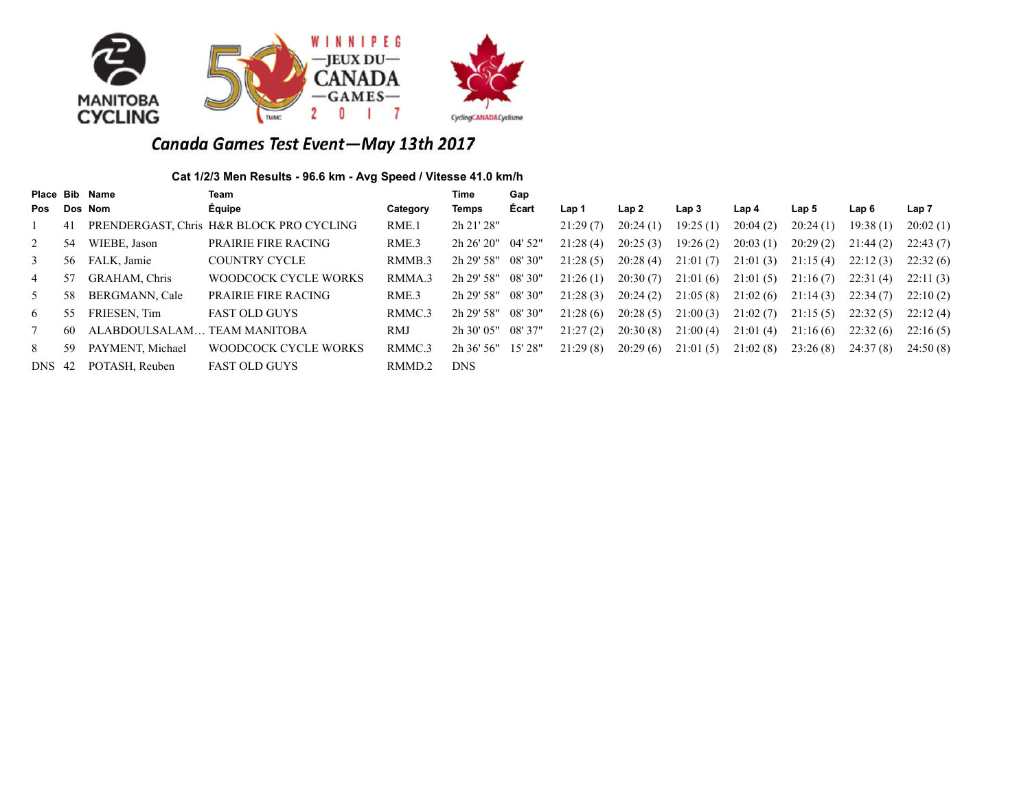## Canada Games Test Event—May 13th 2017

### Cat 1/2/3 Men Results - 96.6 km - Avg Speed / Vitesse 41.0 km/h

| Place Pos | Bib Dos | Name Nom | Team Équipe | Category | Time Temps | Gap Écart | Lap 1 | Lap 2 | Lap 3 | Lap 4 | Lap 5 | Lap 6 | Lap 7 |
|---|---|---|---|---|---|---|---|---|---|---|---|---|---|
| 1 | 41 | PRENDERGAST, Chris | H&R BLOCK PRO CYCLING | RME.1 | 2h 21' 28" | | 21:29 (7) | 20:24 (1) | 19:25 (1) | 20:04 (2) | 20:24 (1) | 19:38 (1) | 20:02 (1) |
| 2 | 54 | WIEBE, Jason | PRAIRIE FIRE RACING | RME.3 | 2h 26' 20" | 04' 52" | 21:28 (4) | 20:25 (3) | 19:26 (2) | 20:03 (1) | 20:29 (2) | 21:44 (2) | 22:43 (7) |
| 3 | 56 | FALK, Jamie | COUNTRY CYCLE | RMMB.3 | 2h 29' 58" | 08' 30" | 21:28 (5) | 20:28 (4) | 21:01 (7) | 21:01 (3) | 21:15 (4) | 22:12 (3) | 22:32 (6) |
| 4 | 57 | GRAHAM, Chris | WOODCOCK CYCLE WORKS | RMMA.3 | 2h 29' 58" | 08' 30" | 21:26 (1) | 20:30 (7) | 21:01 (6) | 21:01 (5) | 21:16 (7) | 22:31 (4) | 22:11 (3) |
| 5 | 58 | BERGMANN, Cale | PRAIRIE FIRE RACING | RME.3 | 2h 29' 58" | 08' 30" | 21:28 (3) | 20:24 (2) | 21:05 (8) | 21:02 (6) | 21:14 (3) | 22:34 (7) | 22:10 (2) |
| 6 | 55 | FRIESEN, Tim | FAST OLD GUYS | RMMC.3 | 2h 29' 58" | 08' 30" | 21:28 (6) | 20:28 (5) | 21:00 (3) | 21:02 (7) | 21:15 (5) | 22:32 (5) | 22:12 (4) |
| 7 | 60 | ALABDOULSALAM… | TEAM MANITOBA | RMJ | 2h 30' 05" | 08' 37" | 21:27 (2) | 20:30 (8) | 21:00 (4) | 21:01 (4) | 21:16 (6) | 22:32 (6) | 22:16 (5) |
| 8 | 59 | PAYMENT, Michael | WOODCOCK CYCLE WORKS | RMMC.3 | 2h 36' 56" | 15' 28" | 21:29 (8) | 20:29 (6) | 21:01 (5) | 21:02 (8) | 23:26 (8) | 24:37 (8) | 24:50 (8) |
| DNS | 42 | POTASH, Reuben | FAST OLD GUYS | RMMD.2 | DNS | | | | | | | | |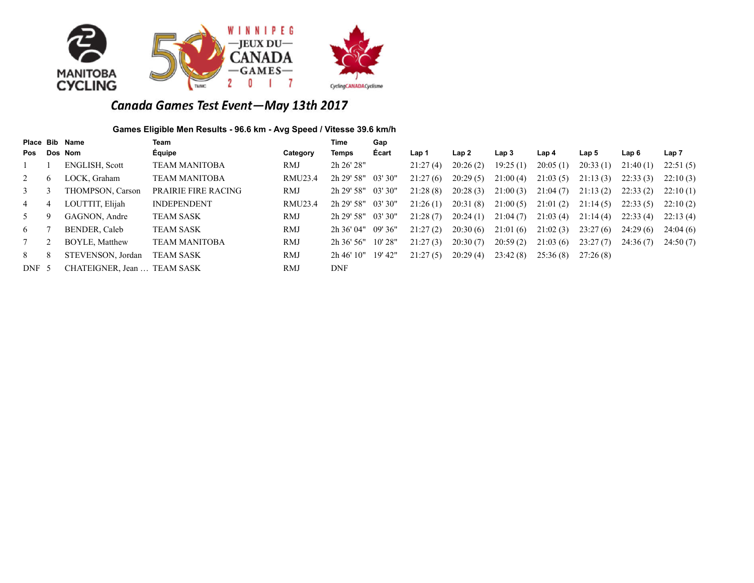## Canada Games Test Event—May 13th 2017

**Games Eligible Men Results - 96.6 km - Avg Speed / Vitesse 39.6 km/h**

| Place Pos | Bib Dos | Name Nom | Team Équipe | Category | Time Temps | Gap Écart | Lap 1 | Lap 2 | Lap 3 | Lap 4 | Lap 5 | Lap 6 | Lap 7 |
|---|---|---|---|---|---|---|---|---|---|---|---|---|---|
| 1 | 1 | ENGLISH, Scott | TEAM MANITOBA | RMJ | 2h 26' 28" | | 21:27 (4) | 20:26 (2) | 19:25 (1) | 20:05 (1) | 20:33 (1) | 21:40 (1) | 22:51 (5) |
| 2 | 6 | LOCK, Graham | TEAM MANITOBA | RMU23.4 | 2h 29' 58" | 03' 30" | 21:27 (6) | 20:29 (5) | 21:00 (4) | 21:03 (5) | 21:13 (3) | 22:33 (3) | 22:10 (3) |
| 3 | 3 | THOMPSON, Carson | PRAIRIE FIRE RACING | RMJ | 2h 29' 58" | 03' 30" | 21:28 (8) | 20:28 (3) | 21:00 (3) | 21:04 (7) | 21:13 (2) | 22:33 (2) | 22:10 (1) |
| 4 | 4 | LOUTTIT, Elijah | INDEPENDENT | RMU23.4 | 2h 29' 58" | 03' 30" | 21:26 (1) | 20:31 (8) | 21:00 (5) | 21:01 (2) | 21:14 (5) | 22:33 (5) | 22:10 (2) |
| 5 | 9 | GAGNON, Andre | TEAM SASK | RMJ | 2h 29' 58" | 03' 30" | 21:28 (7) | 20:24 (1) | 21:04 (7) | 21:03 (4) | 21:14 (4) | 22:33 (4) | 22:13 (4) |
| 6 | 7 | BENDER, Caleb | TEAM SASK | RMJ | 2h 36' 04" | 09' 36" | 21:27 (2) | 20:30 (6) | 21:01 (6) | 21:02 (3) | 23:27 (6) | 24:29 (6) | 24:04 (6) |
| 7 | 2 | BOYLE, Matthew | TEAM MANITOBA | RMJ | 2h 36' 56" | 10' 28" | 21:27 (3) | 20:30 (7) | 20:59 (2) | 21:03 (6) | 23:27 (7) | 24:36 (7) | 24:50 (7) |
| 8 | 8 | STEVENSON, Jordan | TEAM SASK | RMJ | 2h 46' 10" | 19' 42" | 21:27 (5) | 20:29 (4) | 23:42 (8) | 25:36 (8) | 27:26 (8) | | |
| DNF | 5 | CHATEIGNER, Jean … | TEAM SASK | RMJ | DNF | | | | | | | | |